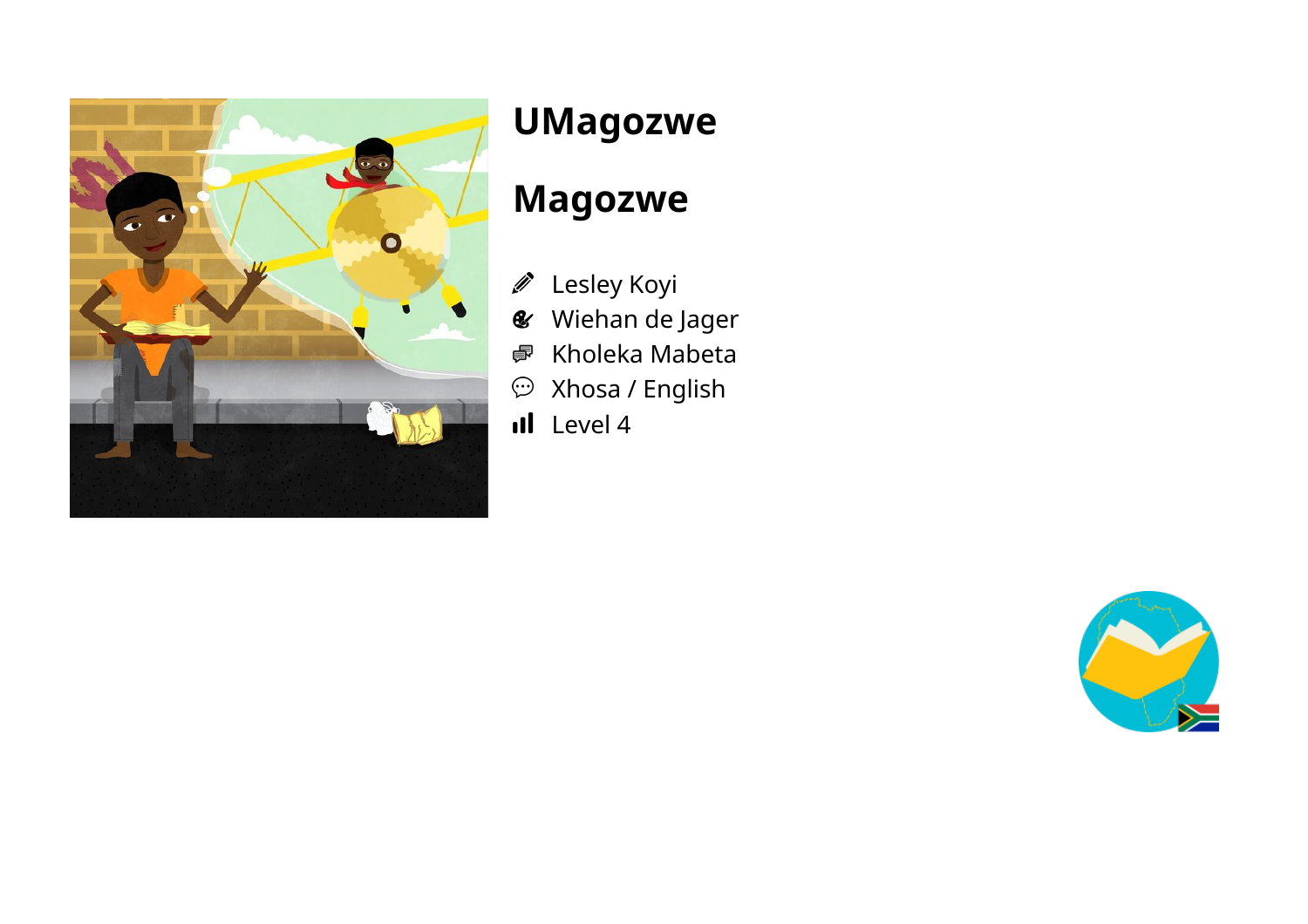# UMagozwe

# Magozwe

- Lesley Koyi
- Wiehan de Jager
- Kholeka Mabeta
- Xhosa / English
- Level 4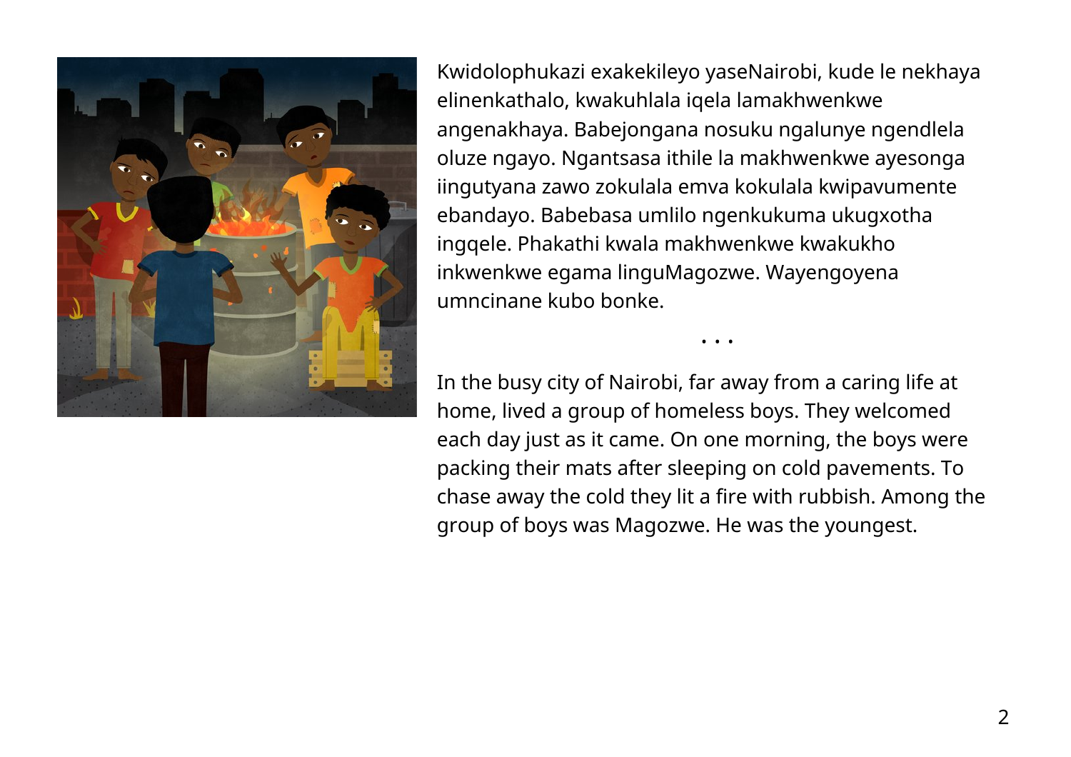Kwidolophukazi exakekileyo yaseNairobi, kude le nekhaya elinenkathalo, kwakuhlala iqela lamakhwenkwe angenakhaya. Babejongana nosuku ngalunye ngendlela oluze ngayo. Ngantsasa ithile la makhwenkwe ayesonga iingutyana zawo zokulala emva kokulala kwipavumente ebandayo. Babebasa umlilo ngenkukuma ukugxotha ingqele. Phakathi kwala makhwenkwe kwakukho inkwenkwe egama linguMagozwe. Wayengoyena umncinane kubo bonke.

• • •

In the busy city of Nairobi, far away from a caring life at home, lived a group of homeless boys. They welcomed each day just as it came. On one morning, the boys were packing their mats after sleeping on cold pavements. To chase away the cold they lit a fire with rubbish. Among the group of boys was Magozwe. He was the youngest.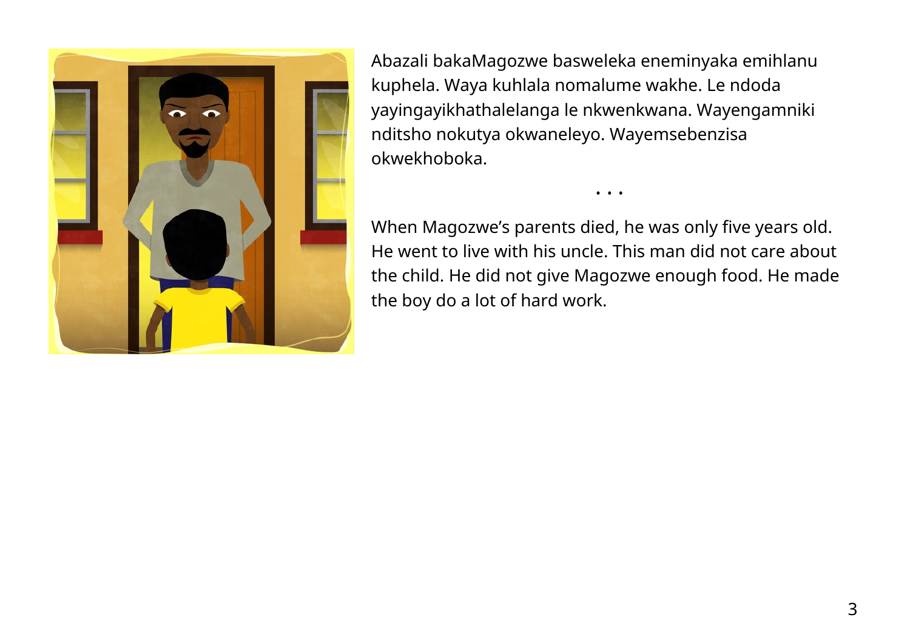Abazali bakaMagozwe basweleka eneminyaka emihlanu kuphela. Waya kuhlala nomalume wakhe. Le ndoda yayingayikhathalelanga le nkwenkwana. Wayengamniki nditsho nokutya okwaneleyo. Wayemsebenzisa okwekhoboka.

• • •

When Magozwe's parents died, he was only five years old. He went to live with his uncle. This man did not care about the child. He did not give Magozwe enough food. He made the boy do a lot of hard work.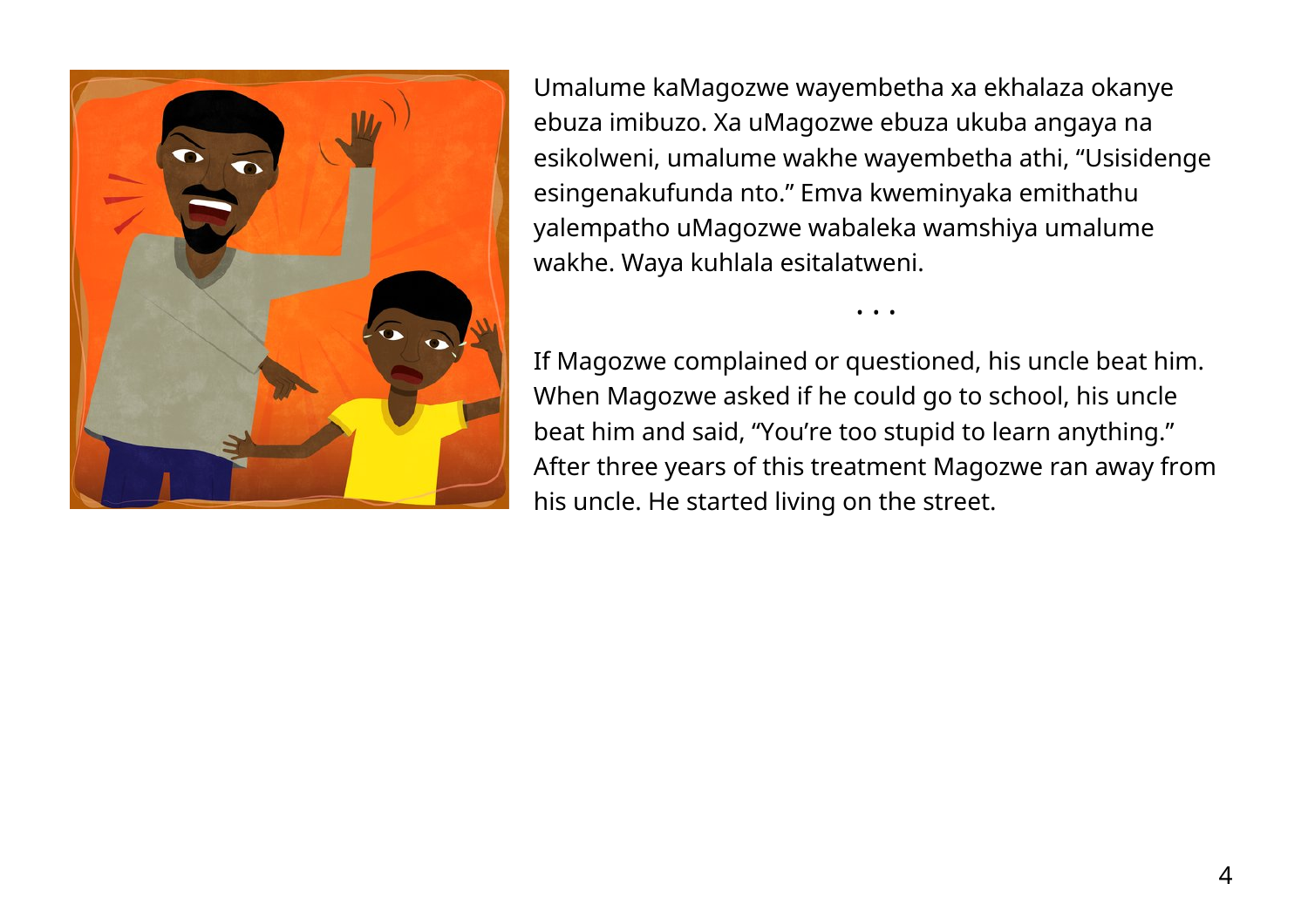Umalume kaMagozwe wayembetha xa ekhalaza okanye ebuza imibuzo. Xa uMagozwe ebuza ukuba angaya na esikolweni, umalume wakhe wayembetha athi, “Usisidenge esingenakufunda nto.” Emva kweminyaka emithathu yalempatho uMagozwe wabaleka wamshiya umalume wakhe. Waya kuhlala esitalatweni.

• • •

If Magozwe complained or questioned, his uncle beat him. When Magozwe asked if he could go to school, his uncle beat him and said, “You’re too stupid to learn anything.” After three years of this treatment Magozwe ran away from his uncle. He started living on the street.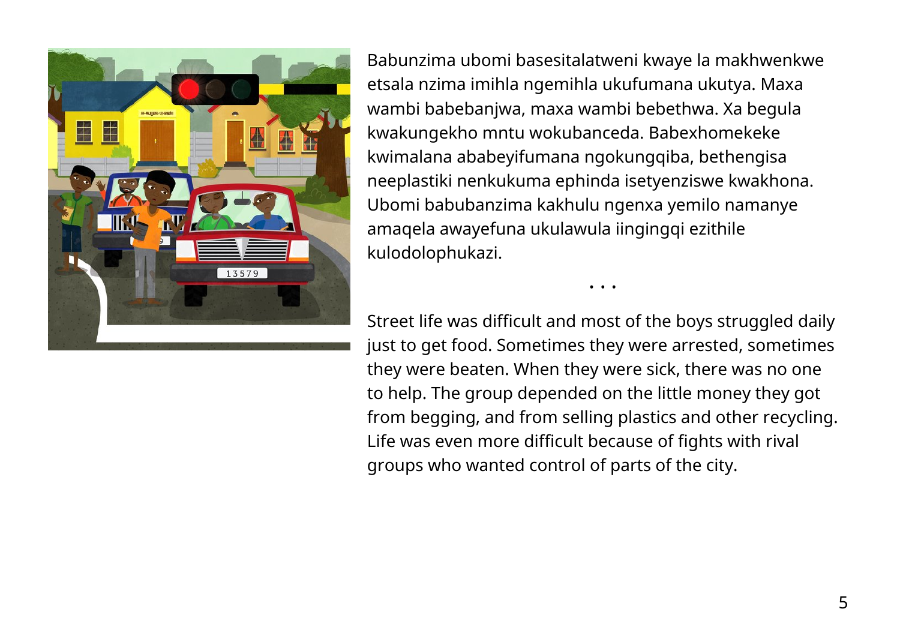Babunzima ubomi basesitalatweni kwaye la makhwenkwe etsala nzima imihla ngemihla ukufumana ukutya. Maxa wambi babebanjwa, maxa wambi bebethwa. Xa begula kwakungekho mntu wokubanceda. Babexhomekeke kwimalana ababeyifumana ngokungqiba, bethengisa neeplastiki nenkukuma ephinda isetyenziswe kwakhona. Ubomi babubanzima kakhulu ngenxa yemilo namanye amaqela awayefuna ukulawula iingingqi ezithile kulodolophukazi.

• • •

Street life was difficult and most of the boys struggled daily just to get food. Sometimes they were arrested, sometimes they were beaten. When they were sick, there was no one to help. The group depended on the little money they got from begging, and from selling plastics and other recycling. Life was even more difficult because of fights with rival groups who wanted control of parts of the city.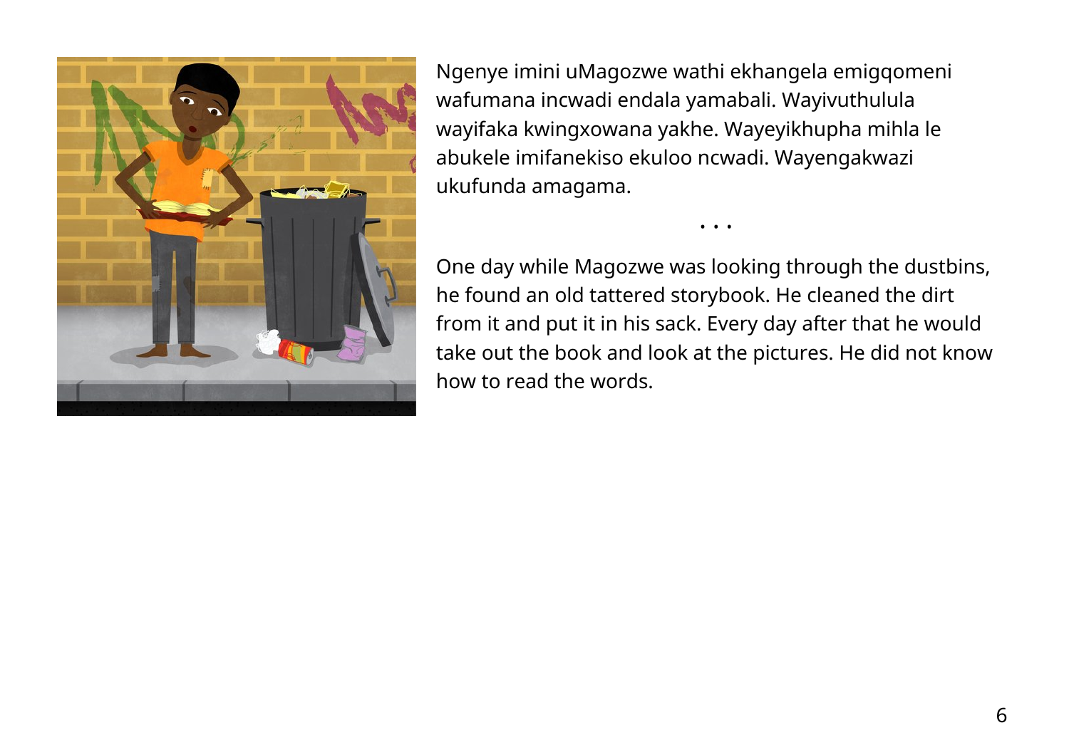Ngenye imini uMagozwe wathi ekhangela emigqomeni wafumana incwadi endala yamabali. Wayivuthulula wayifaka kwingxowana yakhe. Wayeyikhupha mihla le abukele imifanekiso ekuloo ncwadi. Wayengakwazi ukufunda amagama.

• • •

One day while Magozwe was looking through the dustbins, he found an old tattered storybook. He cleaned the dirt from it and put it in his sack. Every day after that he would take out the book and look at the pictures. He did not know how to read the words.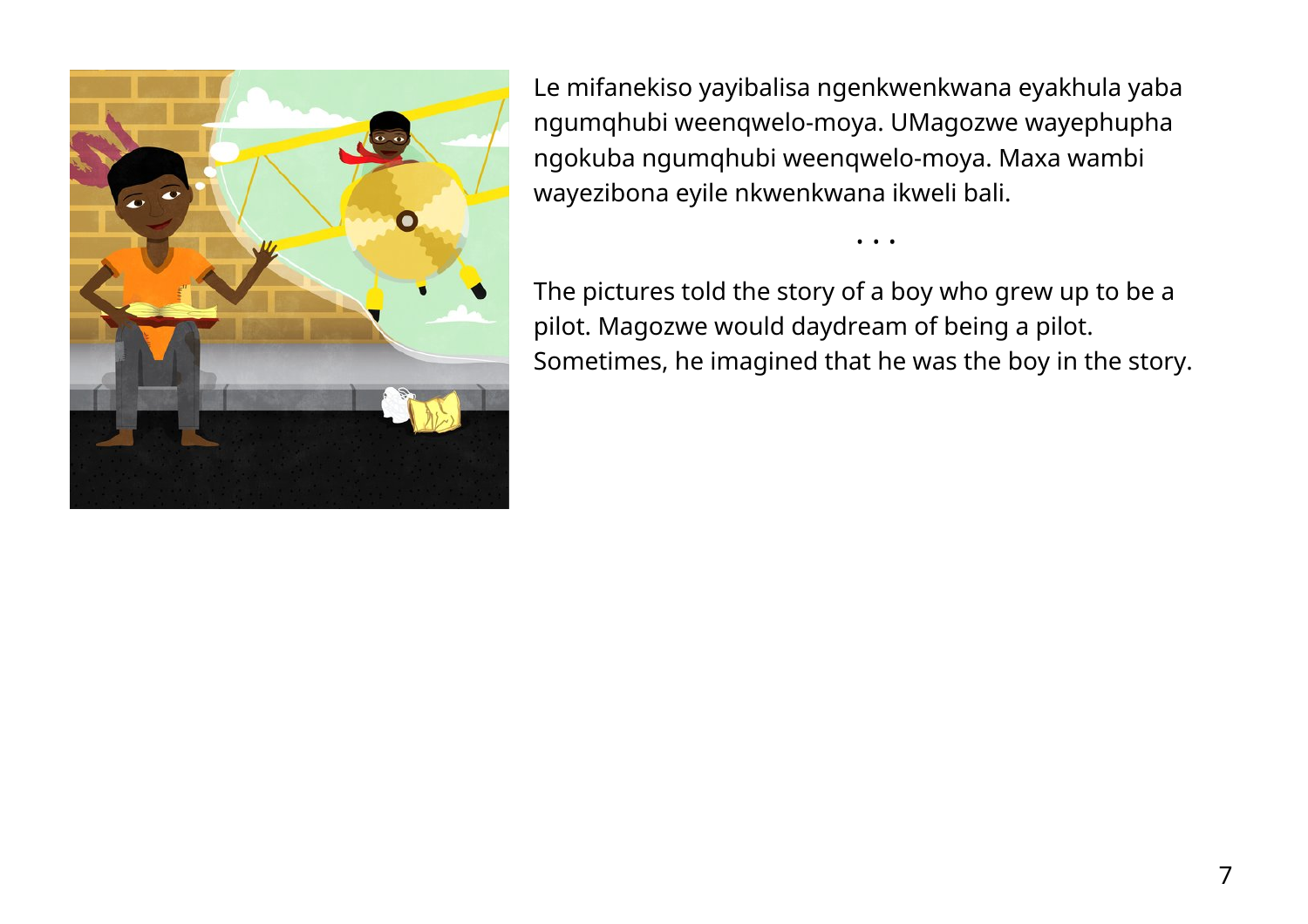Le mifanekiso yayibalisa ngenkwenkwana eyakhula yaba ngumqhubi weenqwelo-moya. UMagozwe wayephupha ngokuba ngumqhubi weenqwelo-moya. Maxa wambi wayezibona eyile nkwenkwana ikweli bali.

• • •

The pictures told the story of a boy who grew up to be a pilot. Magozwe would daydream of being a pilot. Sometimes, he imagined that he was the boy in the story.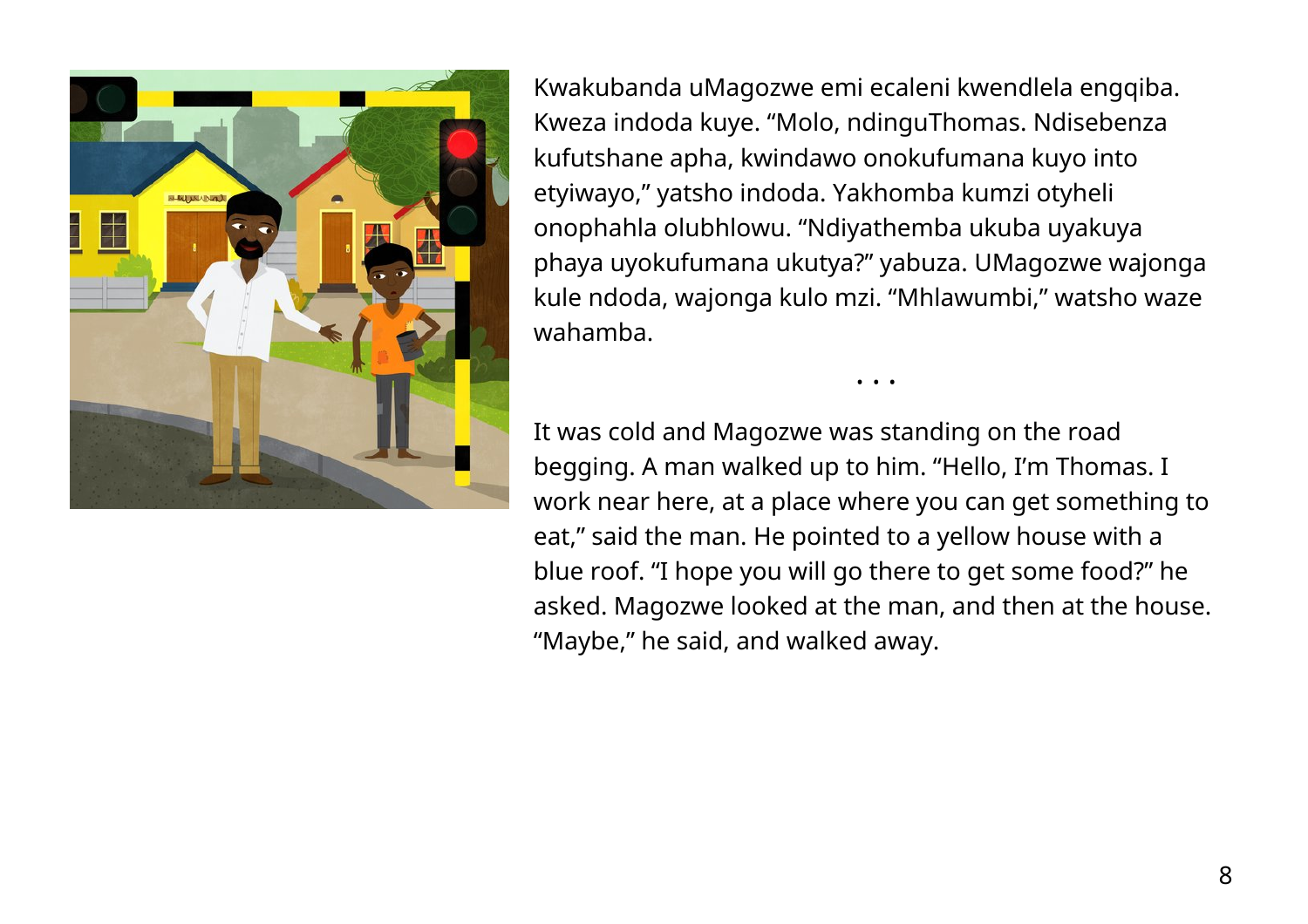Kwakubanda uMagozwe emi ecaleni kwendlela engqiba. Kweza indoda kuye. “Molo, ndinguThomas. Ndisebenza kufutshane apha, kwindawo onokufumana kuyo into etyiwayo,” yatsho indoda. Yakhomba kumzi otyheli onophahla olubhlowu. “Ndiyathemba ukuba uyakuya phaya uyokufumana ukutya?” yabuza. UMagozwe wajonga kule ndoda, wajonga kulo mzi. “Mhlawumbi,” watsho waze wahamba.

. . .

It was cold and Magozwe was standing on the road begging. A man walked up to him. “Hello, I’m Thomas. I work near here, at a place where you can get something to eat,” said the man. He pointed to a yellow house with a blue roof. “I hope you will go there to get some food?” he asked. Magozwe looked at the man, and then at the house. “Maybe,” he said, and walked away.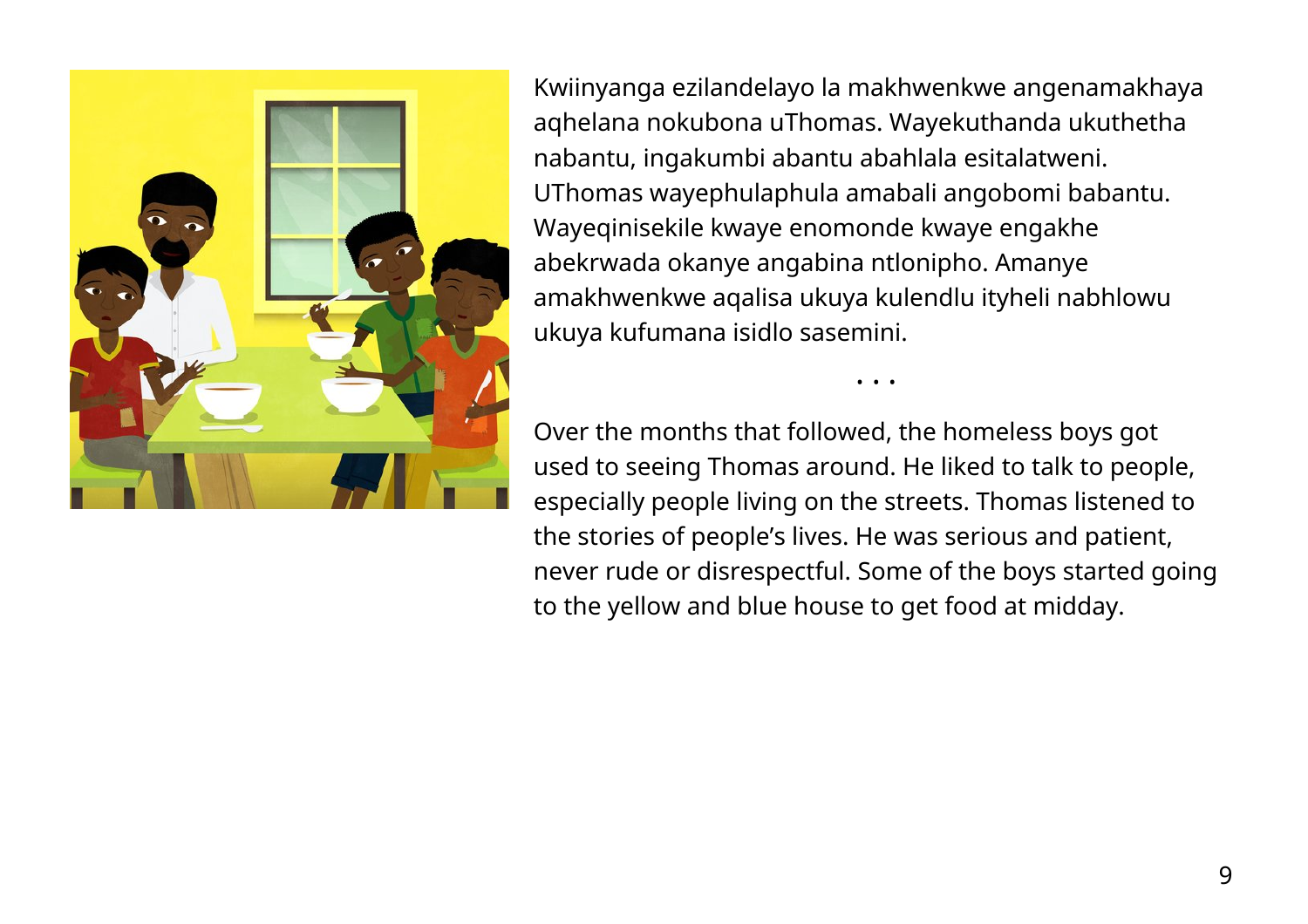Kwiinyanga ezilandelayo la makhwenkwe angenamakhaya aqhelana nokubona uThomas. Wayekuthanda ukuthetha nabantu, ingakumbi abantu abahlala esitalatweni. UThomas wayephulaphula amabali angobomi babantu. Wayeqinisekile kwaye enomonde kwaye engakhe abekrwada okanye angabina ntlonipho. Amanye amakhwenkwe aqalisa ukuya kulendlu ityheli nabhlowu ukuya kufumana isidlo sasemini.

• • •

Over the months that followed, the homeless boys got used to seeing Thomas around. He liked to talk to people, especially people living on the streets. Thomas listened to the stories of people's lives. He was serious and patient, never rude or disrespectful. Some of the boys started going to the yellow and blue house to get food at midday.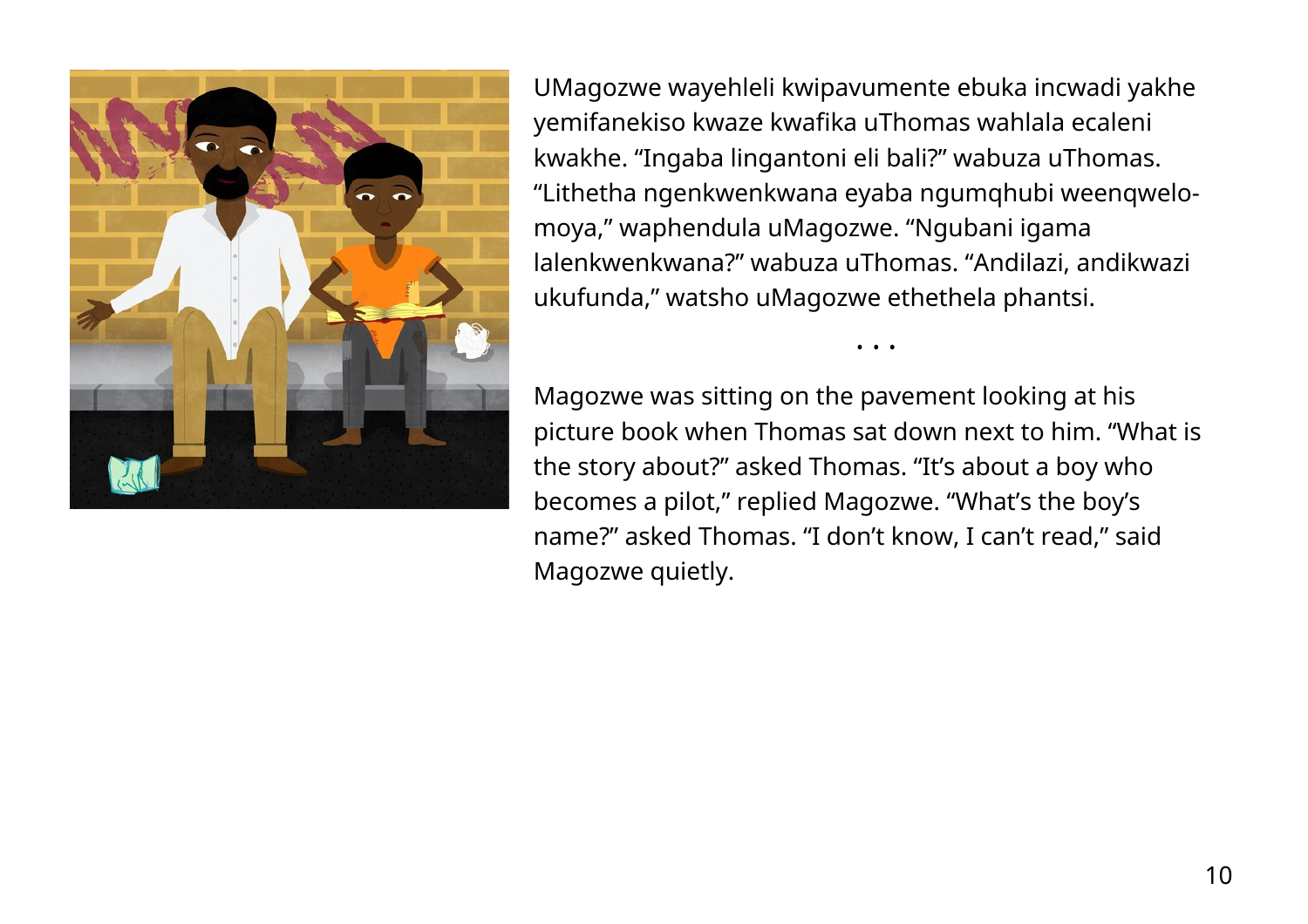UMagozwe wayehleli kwipavumente ebuka incwadi yakhe yemifanekiso kwaze kwafika uThomas wahlala ecaleni kwakhe. “Ingaba lingantoni eli bali?” wabuza uThomas. “Lithetha ngenkwenkwana eyaba ngumqhubi weenqwelo-moya,” waphendula uMagozwe. “Ngubani igama lalenkwenkwana?” wabuza uThomas. “Andilazi, andikwazi ukufunda,” watsho uMagozwe ethethela phantsi.

• • •

Magozwe was sitting on the pavement looking at his picture book when Thomas sat down next to him. “What is the story about?” asked Thomas. “It’s about a boy who becomes a pilot,” replied Magozwe. “What’s the boy’s name?” asked Thomas. “I don’t know, I can’t read,” said Magozwe quietly.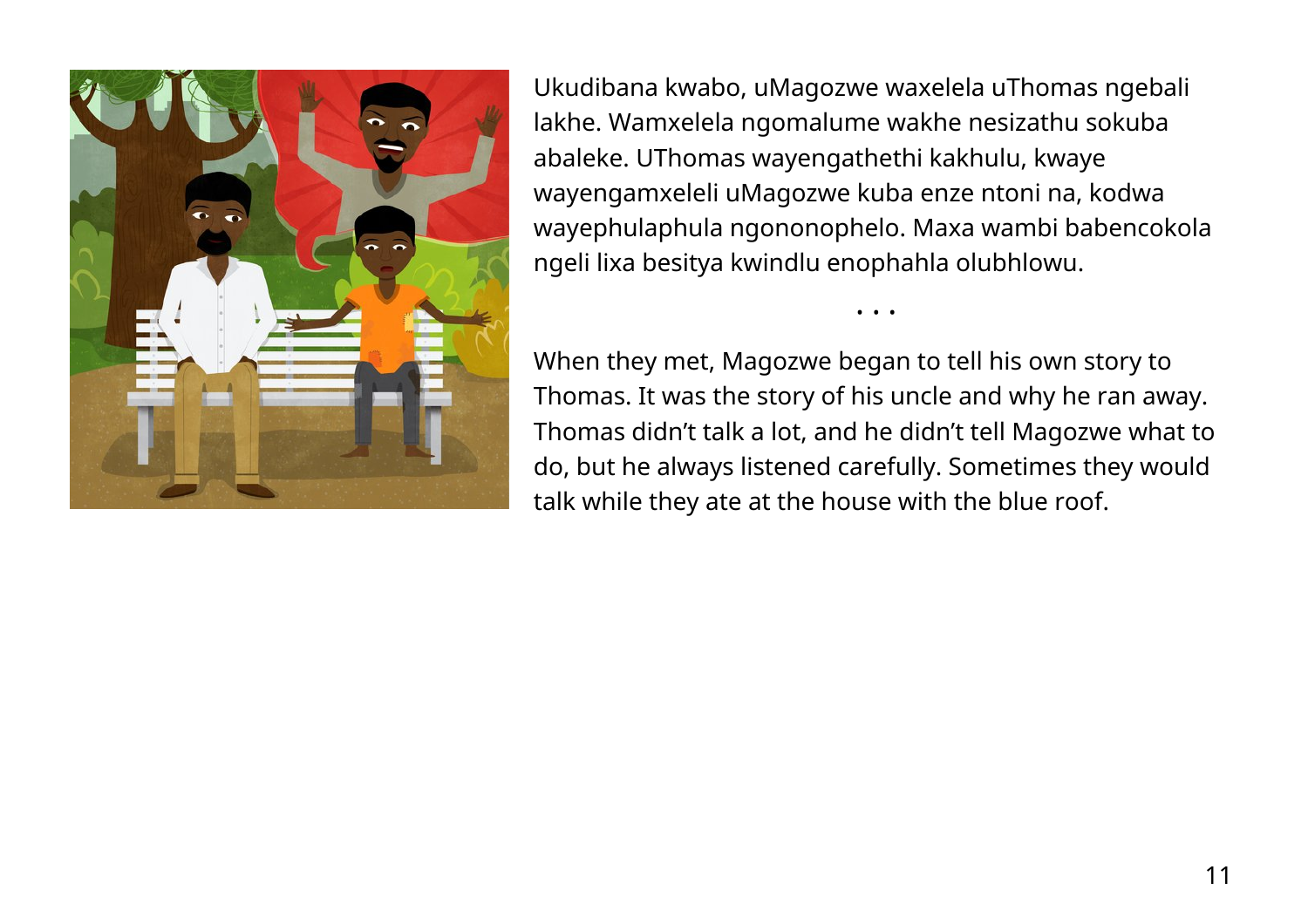Ukudibana kwabo, uMagozwe waxelela uThomas ngebali lakhe. Wamxelela ngomalume wakhe nesizathu sokuba abaleke. UThomas wayengathethi kakhulu, kwaye wayengamxeleli uMagozwe kuba enze ntoni na, kodwa wayephulaphula ngononophelo. Maxa wambi babencokola ngeli lixa besitya kwindlu enophahla olubhlowu.

• • •

When they met, Magozwe began to tell his own story to Thomas. It was the story of his uncle and why he ran away. Thomas didn't talk a lot, and he didn't tell Magozwe what to do, but he always listened carefully. Sometimes they would talk while they ate at the house with the blue roof.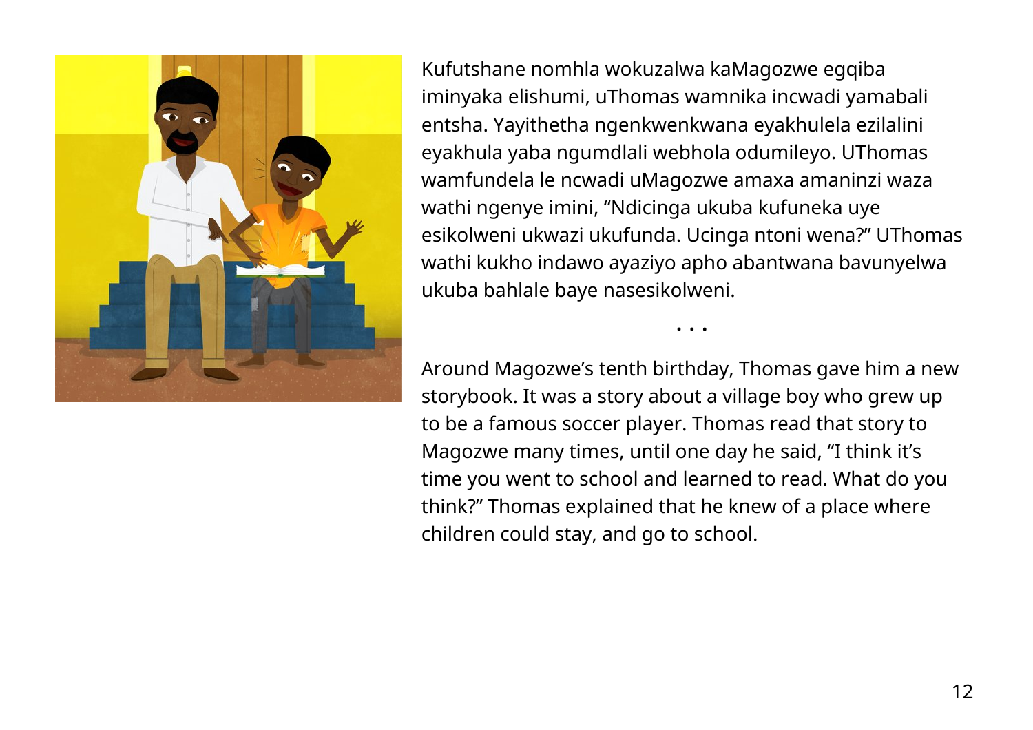Kufutshane nomhla wokuzalwa kaMagozwe egqiba iminyaka elishumi, uThomas wamnika incwadi yamabali entsha. Yayithetha ngenkwenkwana eyakhulela ezilalini eyakhula yaba ngumdlali webhola odumileyo. UThomas wamfundela le ncwadi uMagozwe amaxa amaninzi waza wathi ngenye imini, “Ndicinga ukuba kufuneka uye esikolweni ukwazi ukufunda. Ucinga ntoni wena?” UThomas wathi kukho indawo ayaziyo apho abantwana bavunyelwa ukuba bahlale baye nasesikolweni.

• • •

Around Magozwe’s tenth birthday, Thomas gave him a new storybook. It was a story about a village boy who grew up to be a famous soccer player. Thomas read that story to Magozwe many times, until one day he said, “I think it’s time you went to school and learned to read. What do you think?” Thomas explained that he knew of a place where children could stay, and go to school.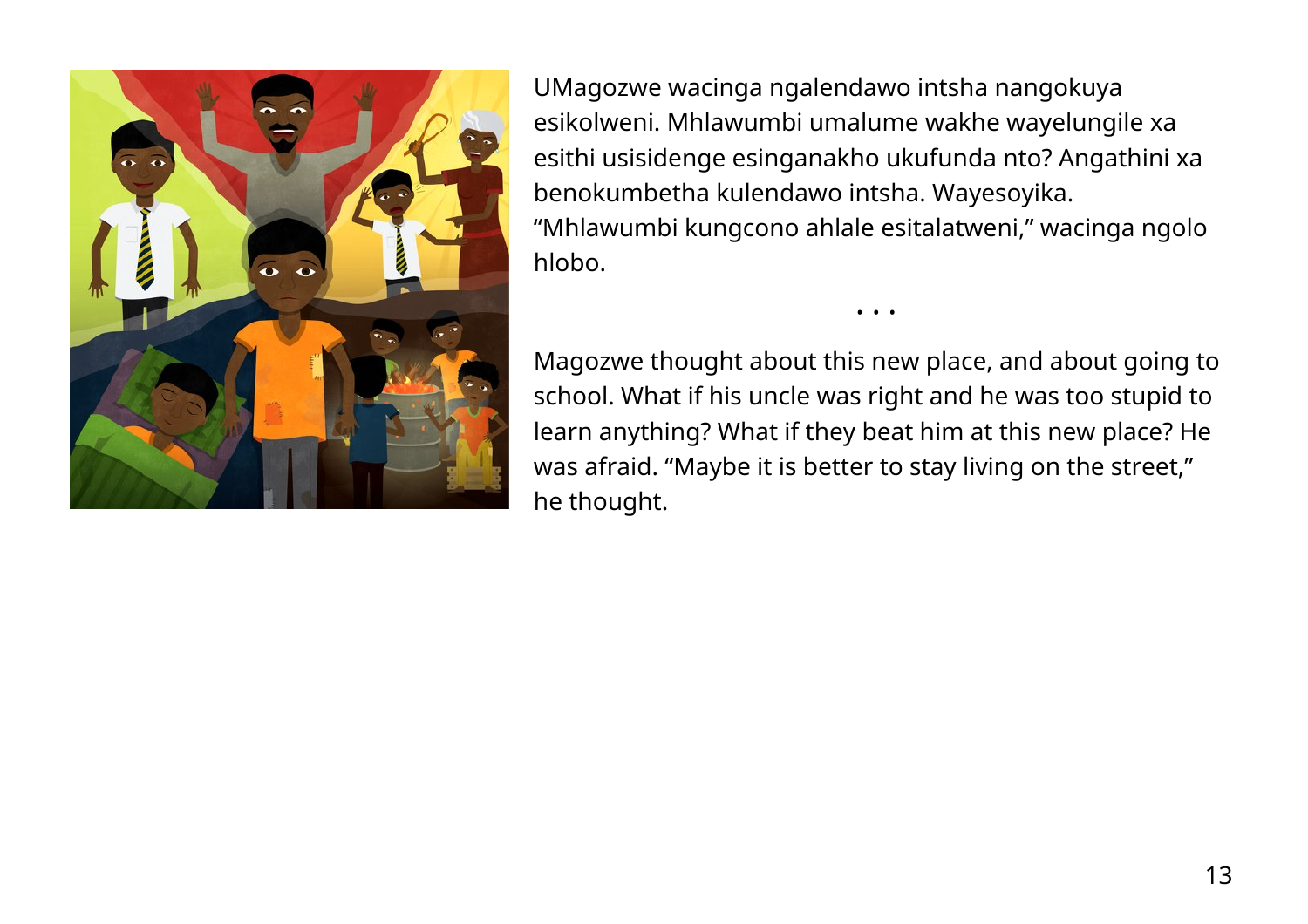UMagozwe wacinga ngalendawo intsha nangokuya esikolweni. Mhlawumbi umalume wakhe wayelungile xa esithi usisidenge esinganakho ukufunda nto? Angathini xa benokumbetha kulendawo intsha. Wayesoyika. “Mhlawumbi kungcono ahlale esitalatweni,” wacinga ngolo hlobo.

• • •

Magozwe thought about this new place, and about going to school. What if his uncle was right and he was too stupid to learn anything? What if they beat him at this new place? He was afraid. “Maybe it is better to stay living on the street,” he thought.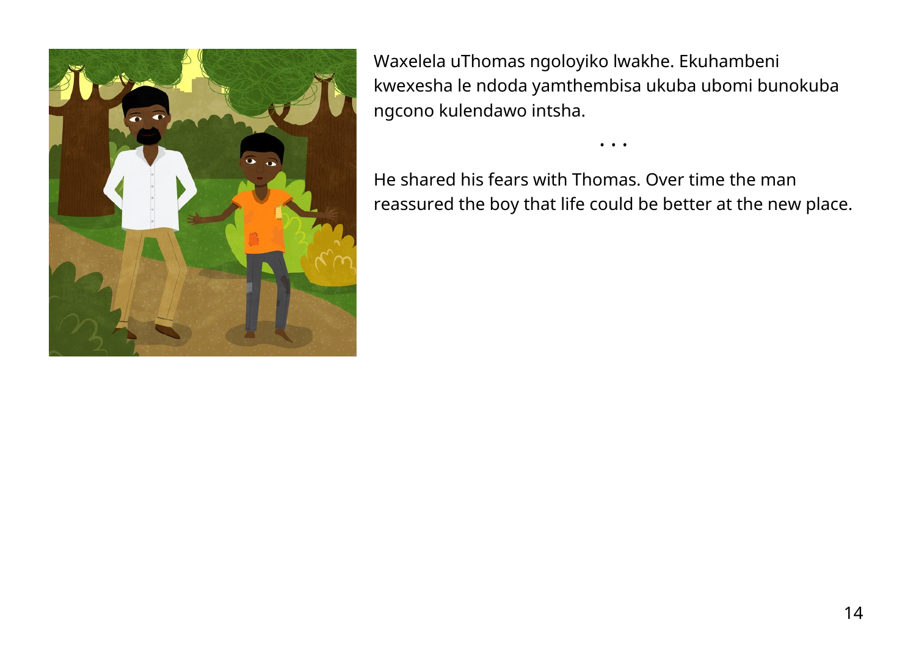Waxelela uThomas ngoloyiko lwakhe. Ekuhambeni kwexesha le ndoda yamthembisa ukuba ubomi bunokuba ngcono kulendawo intsha.

• • •

He shared his fears with Thomas. Over time the man reassured the boy that life could be better at the new place.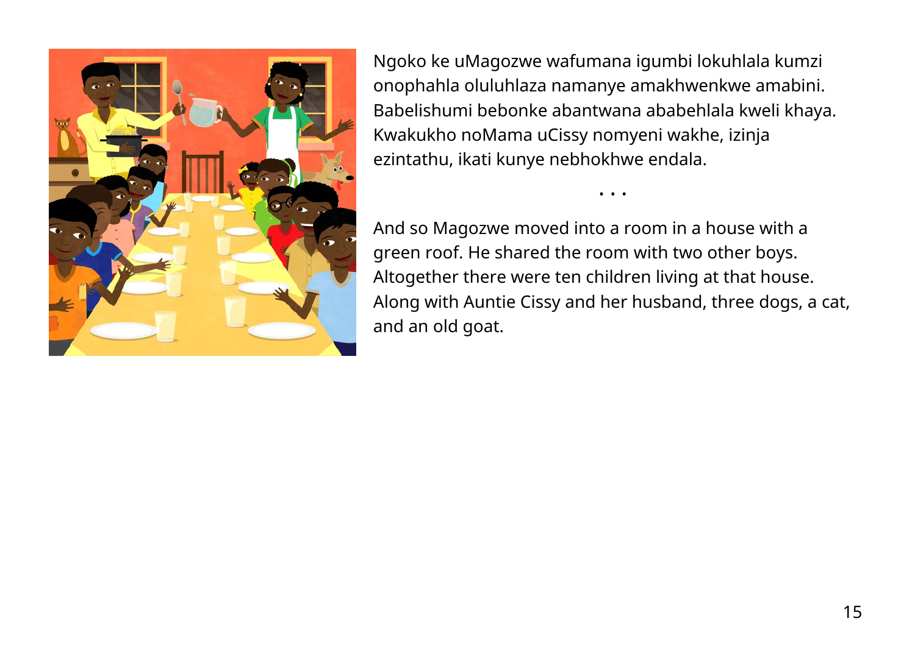Ngoko ke uMagozwe wafumana igumbi lokuhlala kumzi onophahla oluluhlaza namanye amakhwenkwe amabini. Babelishumi bebonke abantwana ababehlala kweli khaya. Kwakukho noMama uCissy nomyeni wakhe, izinja ezintathu, ikati kunye nebhokhwe endala.

• • •

And so Magozwe moved into a room in a house with a green roof. He shared the room with two other boys. Altogether there were ten children living at that house. Along with Auntie Cissy and her husband, three dogs, a cat, and an old goat.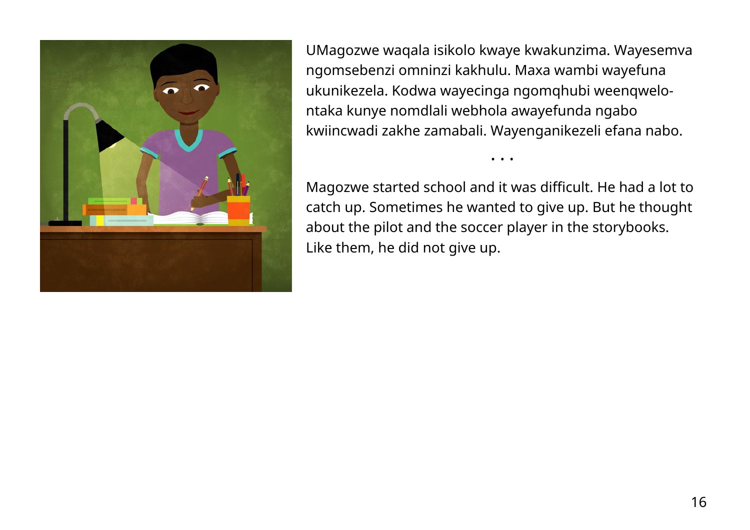UMagozwe waqala isikolo kwaye kwakunzima. Wayesemva ngomsebenzi omninzi kakhulu. Maxa wambi wayefuna ukunikezela. Kodwa wayecinga ngomqhubi weenqwelo-ntaka kunye nomdlali webhola awayefunda ngabo kwiincwadi zakhe zamabali. Wayenganikezeli efana nabo.

. . .

Magozwe started school and it was difficult. He had a lot to catch up. Sometimes he wanted to give up. But he thought about the pilot and the soccer player in the storybooks. Like them, he did not give up.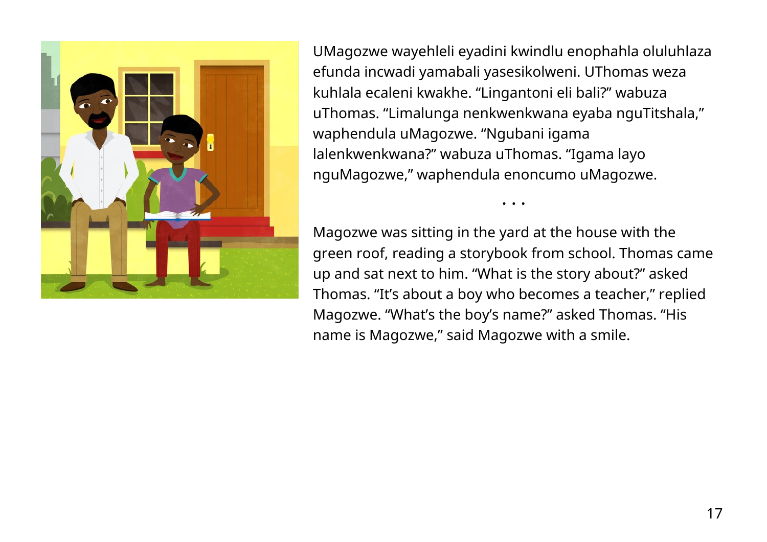UMagozwe wayehleli eyadini kwindlu enophahla oluluhlaza efunda incwadi yamabali yasesikolweni. UThomas weza kuhlala ecaleni kwakhe. “Lingantoni eli bali?” wabuza uThomas. “Limalunga nenkwenkwana eyaba nguTitshala,” waphendula uMagozwe. “Ngubani igama lalenkwenkwana?” wabuza uThomas. “Igama layo nguMagozwe,” waphendula enoncumo uMagozwe.

• • •

Magozwe was sitting in the yard at the house with the green roof, reading a storybook from school. Thomas came up and sat next to him. “What is the story about?” asked Thomas. “It’s about a boy who becomes a teacher,” replied Magozwe. “What’s the boy’s name?” asked Thomas. “His name is Magozwe,” said Magozwe with a smile.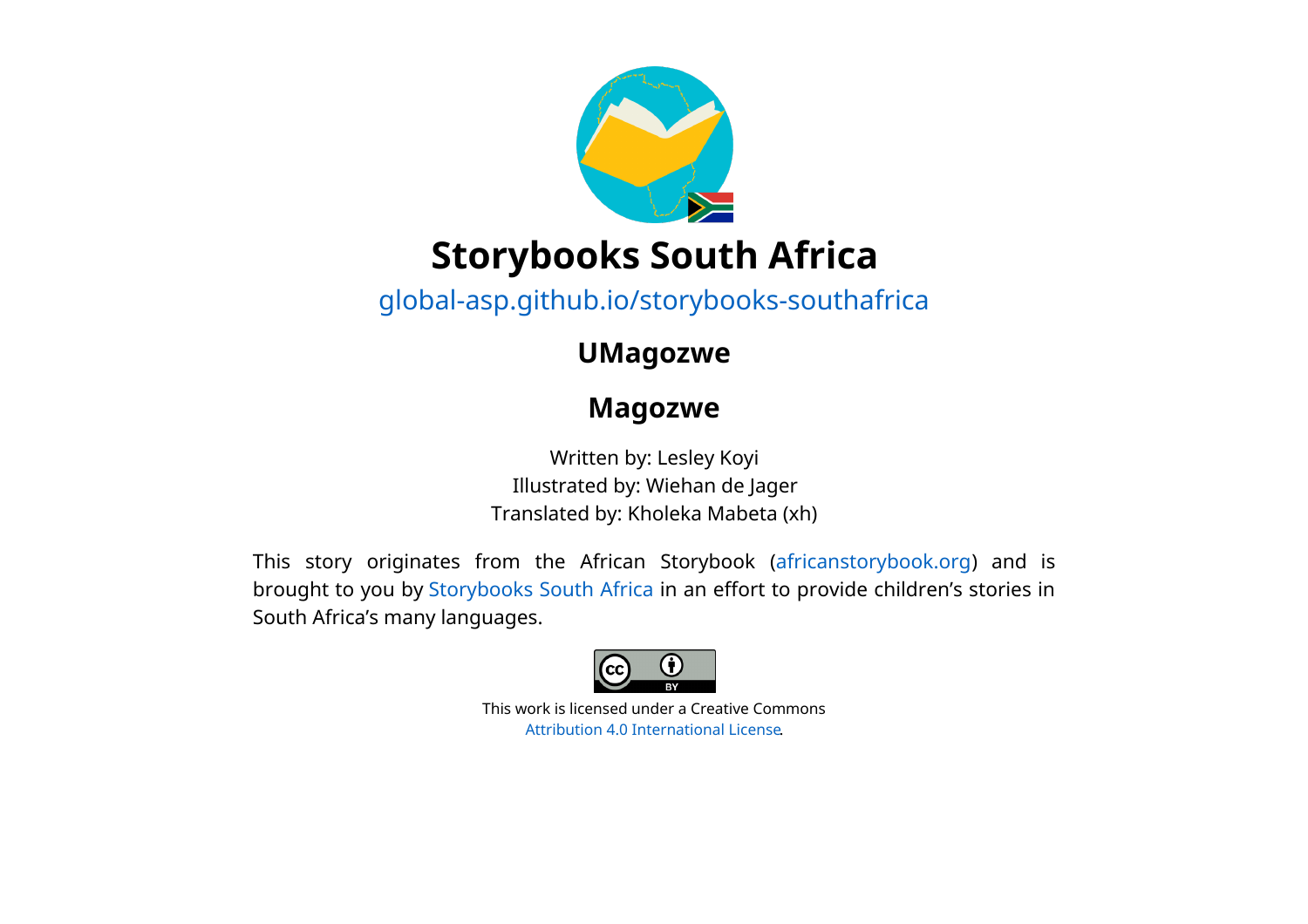# Storybooks South Africa

global-asp.github.io/storybooks-southafrica

## UMagozwe

## Magozwe

Written by: Lesley Koyi
Illustrated by: Wiehan de Jager
Translated by: Kholeka Mabeta (xh)

This story originates from the African Storybook (africanstorybook.org) and is brought to you by Storybooks South Africa in an effort to provide children's stories in South Africa's many languages.

This work is licensed under a Creative Commons Attribution 4.0 International License.